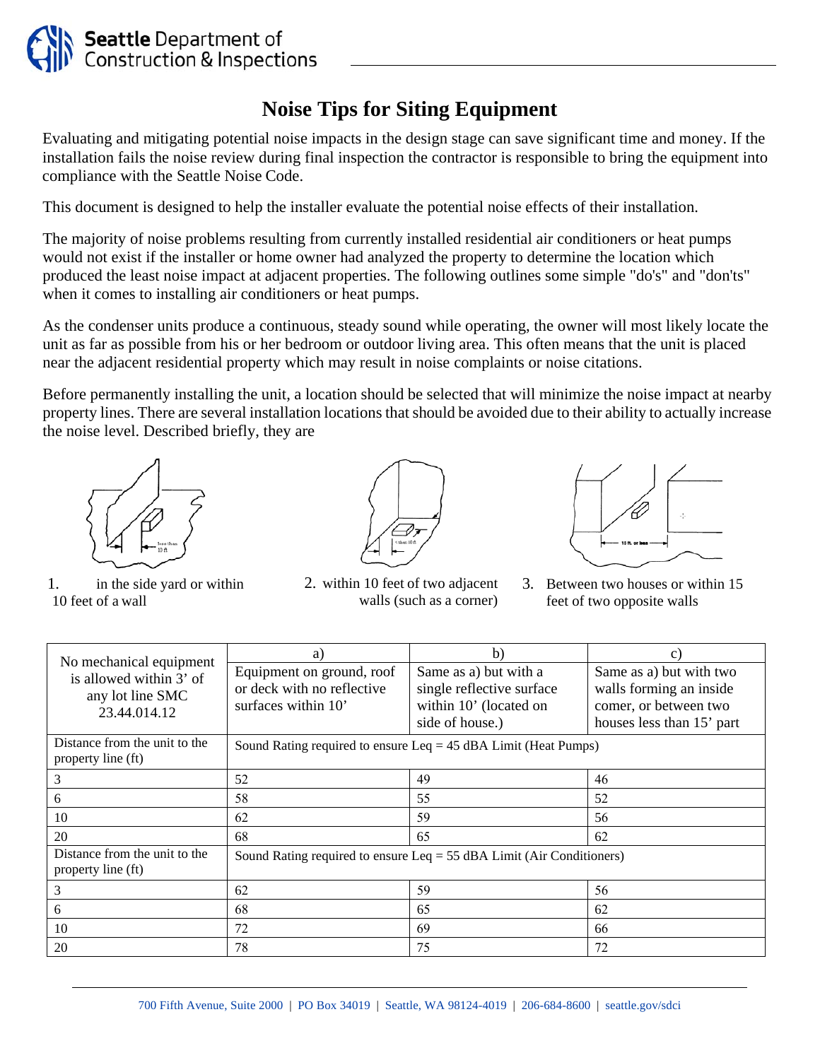# Noise Tips for Siting Equipment

Evaluating and mitigating potential noise impacts in the design stage can save significant time and money. If the installation fails the noise review during final inspection the contractor is responsible to bring the equipment into compliance with the Seattle Noise Code.

This document is designed to help the installer evaluate the potential noise effects of their installation.

The majority of noise problems resulting from currently installed residential air conditioners or heat pumps would not exist if the installer or home owner had analyzed the property to determine the location which produced the least noise impact at adjacent properties. The following outlines some simple "do's" and "don'ts" when it comes to installing air conditioners or heat pumps.

As the condenser units produce a continuous, steady sound while operating, the owner will most likely locate the unit as far as possible from his or her bedroom or outdoor living area. This often means that the unit is placed near the adjacent residential property which may result in noise complaints or noise citations.

Before permanently installing the unit, a location should be selected that will minimize the noise impact at nearby property lines. There are several installation locations that should be avoided due to their ability to actually increase the noise level. Described briefly, they are

1. in the side yard or within 10 feet of a wall
2. within 10 feet of two adjacent walls (such as a corner)
3. Between two houses or within 15 feet of two opposite walls

| No mechanical equipment is allowed within 3' of any lot line SMC 23.44.014.12 | a) Equipment on ground, roof or deck with no reflective surfaces within 10' | b) Same as a) but with a single reflective surface within 10' (located on side of house.) | c) Same as a) but with two walls forming an inside comer, or between two houses less than 15' part |
|---|---|---|---|
| Distance from the unit to the property line (ft) | Sound Rating required to ensure Leq = 45 dBA Limit (Heat Pumps) | | |
| 3 | 52 | 49 | 46 |
| 6 | 58 | 55 | 52 |
| 10 | 62 | 59 | 56 |
| 20 | 68 | 65 | 62 |
| Distance from the unit to the property line (ft) | Sound Rating required to ensure Leq = 55 dBA Limit (Air Conditioners) | | |
| 3 | 62 | 59 | 56 |
| 6 | 68 | 65 | 62 |
| 10 | 72 | 69 | 66 |
| 20 | 78 | 75 | 72 |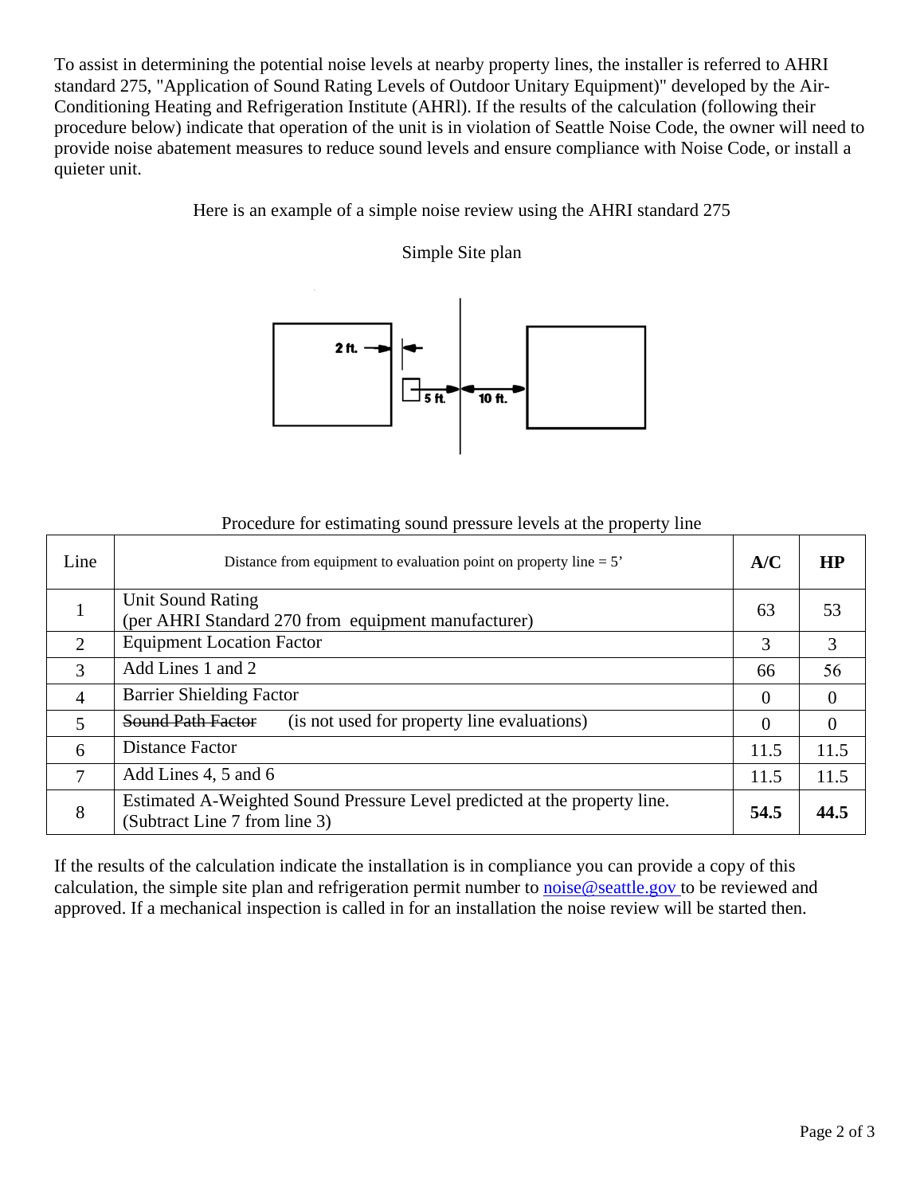To assist in determining the potential noise levels at nearby property lines, the installer is referred to AHRI standard 275, "Application of Sound Rating Levels of Outdoor Unitary Equipment)" developed by the Air-Conditioning Heating and Refrigeration Institute (AHRl). If the results of the calculation (following their procedure below) indicate that operation of the unit is in violation of Seattle Noise Code, the owner will need to provide noise abatement measures to reduce sound levels and ensure compliance with Noise Code, or install a quieter unit.

Here is an example of a simple noise review using the AHRI standard 275

Simple Site plan

2 ft.

5 ft.

10 ft.

Procedure for estimating sound pressure levels at the property line

| Line | Distance from equipment to evaluation point on property line = 5' | A/C | HP |
|---|---|---|---|
| 1 | Unit Sound Rating<br>(per AHRI Standard 270 from equipment manufacturer) | 63 | 53 |
| 2 | Equipment Location Factor | 3 | 3 |
| 3 | Add Lines 1 and 2 | 66 | 56 |
| 4 | Barrier Shielding Factor | 0 | 0 |
| 5 | ~~Sound Path Factor~~ (is not used for property line evaluations) | 0 | 0 |
| 6 | Distance Factor | 11.5 | 11.5 |
| 7 | Add Lines 4, 5 and 6 | 11.5 | 11.5 |
| 8 | Estimated A-Weighted Sound Pressure Level predicted at the property line.<br>(Subtract Line 7 from line 3) | **54.5** | **44.5** |

If the results of the calculation indicate the installation is in compliance you can provide a copy of this calculation, the simple site plan and refrigeration permit number to noise@seattle.gov to be reviewed and approved. If a mechanical inspection is called in for an installation the noise review will be started then.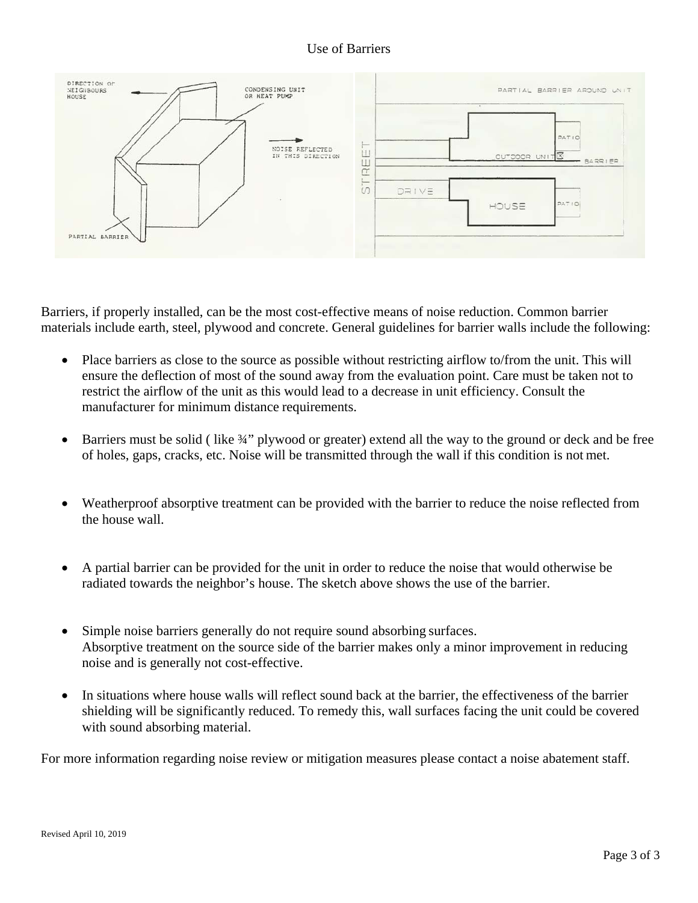Use of Barriers

DIRECTION OF NEIGHBOURS HOUSE

CONDENSING UNIT OR HEAT PUMP

NOISE REFLECTED IN THIS DIRECTION

PARTIAL BARRIER

PARTIAL BARRIER AROUND UNIT

STREET

PATIO

OUTDOOR UNIT

BARRIER

DRIVE

HOUSE

PATIO

Barriers, if properly installed, can be the most cost-effective means of noise reduction. Common barrier materials include earth, steel, plywood and concrete. General guidelines for barrier walls include the following:

- Place barriers as close to the source as possible without restricting airflow to/from the unit. This will ensure the deflection of most of the sound away from the evaluation point. Care must be taken not to restrict the airflow of the unit as this would lead to a decrease in unit efficiency. Consult the manufacturer for minimum distance requirements.
- Barriers must be solid ( like ¾" plywood or greater) extend all the way to the ground or deck and be free of holes, gaps, cracks, etc. Noise will be transmitted through the wall if this condition is not met.
- Weatherproof absorptive treatment can be provided with the barrier to reduce the noise reflected from the house wall.
- A partial barrier can be provided for the unit in order to reduce the noise that would otherwise be radiated towards the neighbor's house. The sketch above shows the use of the barrier.
- Simple noise barriers generally do not require sound absorbing surfaces.
  Absorptive treatment on the source side of the barrier makes only a minor improvement in reducing noise and is generally not cost-effective.
- In situations where house walls will reflect sound back at the barrier, the effectiveness of the barrier shielding will be significantly reduced. To remedy this, wall surfaces facing the unit could be covered with sound absorbing material.

For more information regarding noise review or mitigation measures please contact a noise abatement staff.

Revised April 10, 2019